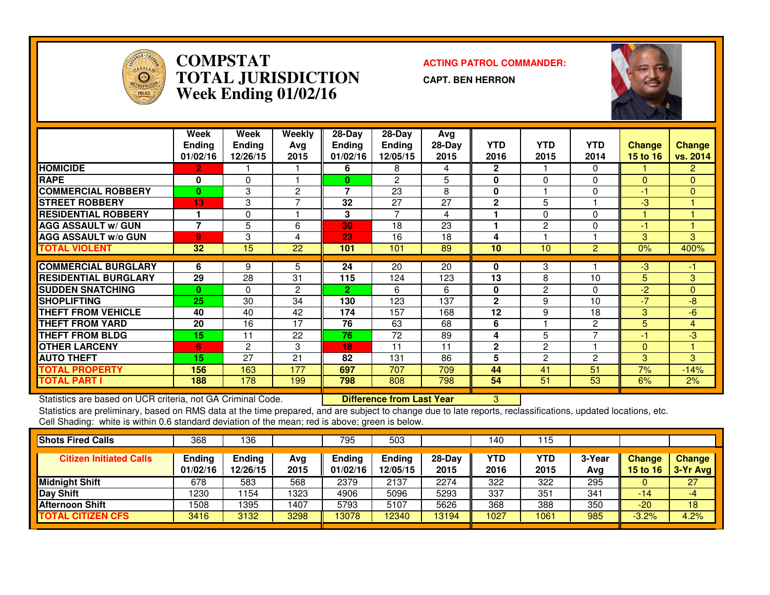# COMPSTAT
# TOTAL JURISDICTION
## Week Ending 01/02/16

**ACTING PATROL COMMANDER:**

**CAPT. BEN HERRON**

| | Week Ending 01/02/16 | Week Ending 12/26/15 | Weekly Avg 2015 | 28-Day Ending 01/02/16 | 28-Day Ending 12/05/15 | Avg 28-Day 2015 | YTD 2016 | YTD 2015 | YTD 2014 | Change 15 to 16 | Change vs. 2014 |
|---|---|---|---|---|---|---|---|---|---|---|---|
| HOMICIDE | 2 | 1 | 1 | 6 | 8 | 4 | 2 | 1 | 0 | 1 | 2 |
| RAPE | 0 | 0 | 1 | 0 | 2 | 5 | 0 | 0 | 0 | 0 | 0 |
| COMMERCIAL ROBBERY | 0 | 3 | 2 | 7 | 23 | 8 | 0 | 1 | 0 | -1 | 0 |
| STREET ROBBERY | 13 | 3 | 7 | 32 | 27 | 27 | 2 | 5 | 1 | -3 | 1 |
| RESIDENTIAL ROBBERY | 1 | 0 | 1 | 3 | 7 | 4 | 1 | 0 | 0 | 1 | 1 |
| AGG ASSAULT w/ GUN | 7 | 5 | 6 | 30 | 18 | 23 | 1 | 2 | 0 | -1 | 1 |
| AGG ASSAULT w/o GUN | 9 | 3 | 4 | 23 | 16 | 18 | 4 | 1 | 1 | 3 | 3 |
| TOTAL VIOLENT | 32 | 15 | 22 | 101 | 101 | 89 | 10 | 10 | 2 | 0% | 400% |
| COMMERCIAL BURGLARY | 6 | 9 | 5 | 24 | 20 | 20 | 0 | 3 | 1 | -3 | -1 |
| RESIDENTIAL BURGLARY | 29 | 28 | 31 | 115 | 124 | 123 | 13 | 8 | 10 | 5 | 3 |
| SUDDEN SNATCHING | 0 | 0 | 2 | 2 | 6 | 6 | 0 | 2 | 0 | -2 | 0 |
| SHOPLIFTING | 25 | 30 | 34 | 130 | 123 | 137 | 2 | 9 | 10 | -7 | -8 |
| THEFT FROM VEHICLE | 40 | 40 | 42 | 174 | 157 | 168 | 12 | 9 | 18 | 3 | -6 |
| THEFT FROM YARD | 20 | 16 | 17 | 76 | 63 | 68 | 6 | 1 | 2 | 5 | 4 |
| THEFT FROM BLDG | 15 | 11 | 22 | 76 | 72 | 89 | 4 | 5 | 7 | -1 | -3 |
| OTHER LARCENY | 6 | 2 | 3 | 18 | 11 | 11 | 2 | 2 | 1 | 0 | 1 |
| AUTO THEFT | 15 | 27 | 21 | 82 | 131 | 86 | 5 | 2 | 2 | 3 | 3 |
| TOTAL PROPERTY | 156 | 163 | 177 | 697 | 707 | 709 | 44 | 41 | 51 | 7% | -14% |
| TOTAL PART I | 188 | 178 | 199 | 798 | 808 | 798 | 54 | 51 | 53 | 6% | 2% |

Statistics are based on UCR criteria, not GA Criminal Code. **Difference from Last Year** 3

Statistics are preliminary, based on RMS data at the time prepared, and are subject to change due to late reports, reclassifications, updated locations, etc.
Cell Shading: white is within 0.6 standard deviation of the mean; red is above; green is below.

| Shots Fired Calls | 368 | 136 | | 795 | 503 | | 140 | 115 | | | |
|---|---|---|---|---|---|---|---|---|---|---|---|
| **Citizen Initiated Calls** | **Ending 01/02/16** | **Ending 12/26/15** | **Avg 2015** | **Ending 01/02/16** | **Ending 12/05/15** | **28-Day 2015** | **YTD 2016** | **YTD 2015** | **3-Year Avg** | **Change 15 to 16** | **Change 3-Yr Avg** |
| Midnight Shift | 678 | 583 | 568 | 2379 | 2137 | 2274 | 322 | 322 | 295 | 0 | 27 |
| Day Shift | 1230 | 1154 | 1323 | 4906 | 5096 | 5293 | 337 | 351 | 341 | -14 | -4 |
| Afternoon Shift | 1508 | 1395 | 1407 | 5793 | 5107 | 5626 | 368 | 388 | 350 | -20 | 18 |
| TOTAL CITIZEN CFS | 3416 | 3132 | 3298 | 13078 | 12340 | 13194 | 1027 | 1061 | 985 | -3.2% | 4.2% |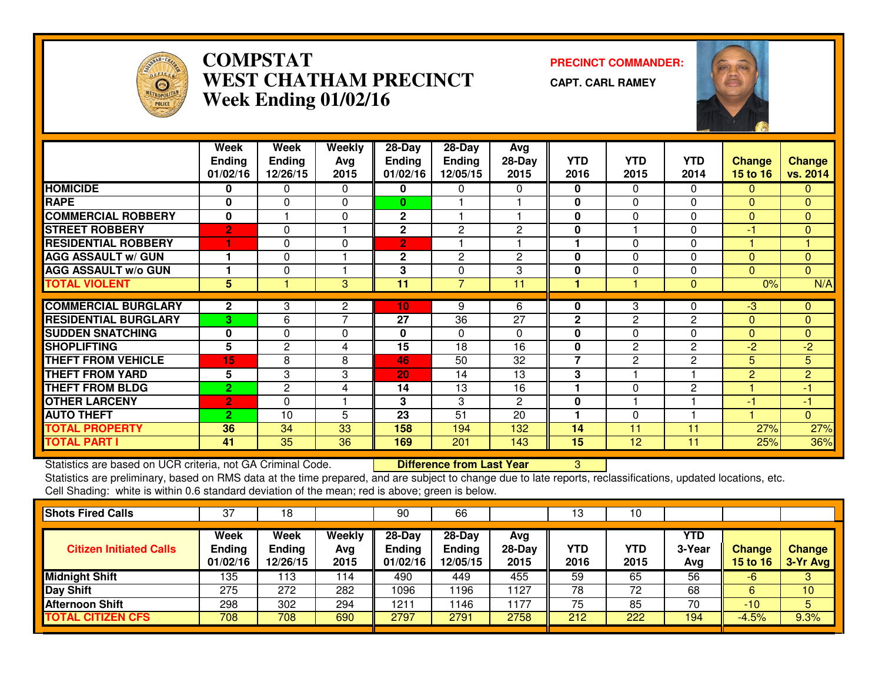# COMPSTAT
# WEST CHATHAM PRECINCT
## Week Ending 01/02/16

**PRECINCT COMMANDER:**
**CAPT. CARL RAMEY**

| | Week Ending 01/02/16 | Week Ending 12/26/15 | Weekly Avg 2015 | 28-Day Ending 01/02/16 | 28-Day Ending 12/05/15 | Avg 28-Day 2015 | YTD 2016 | YTD 2015 | YTD 2014 | Change 15 to 16 | Change vs. 2014 |
|---|---|---|---|---|---|---|---|---|---|---|---|
| HOMICIDE | 0 | 0 | 0 | 0 | 0 | 0 | 0 | 0 | 0 | 0 | 0 |
| RAPE | 0 | 0 | 0 | 0 | 1 | 1 | 0 | 0 | 0 | 0 | 0 |
| COMMERCIAL ROBBERY | 0 | 1 | 0 | 2 | 1 | 1 | 0 | 0 | 0 | 0 | 0 |
| STREET ROBBERY | 2 | 0 | 1 | 2 | 2 | 2 | 0 | 1 | 0 | -1 | 0 |
| RESIDENTIAL ROBBERY | 1 | 0 | 0 | 2 | 1 | 1 | 1 | 0 | 0 | 1 | 1 |
| AGG ASSAULT w/ GUN | 1 | 0 | 1 | 2 | 2 | 2 | 0 | 0 | 0 | 0 | 0 |
| AGG ASSAULT w/o GUN | 1 | 0 | 1 | 3 | 0 | 3 | 0 | 0 | 0 | 0 | 0 |
| TOTAL VIOLENT | 5 | 1 | 3 | 11 | 7 | 11 | 1 | 1 | 0 | 0% | N/A |
| COMMERCIAL BURGLARY | 2 | 3 | 2 | 10 | 9 | 6 | 0 | 3 | 0 | -3 | 0 |
| RESIDENTIAL BURGLARY | 3 | 6 | 7 | 27 | 36 | 27 | 2 | 2 | 2 | 0 | 0 |
| SUDDEN SNATCHING | 0 | 0 | 0 | 0 | 0 | 0 | 0 | 0 | 0 | 0 | 0 |
| SHOPLIFTING | 5 | 2 | 4 | 15 | 18 | 16 | 0 | 2 | 2 | -2 | -2 |
| THEFT FROM VEHICLE | 15 | 8 | 8 | 46 | 50 | 32 | 7 | 2 | 2 | 5 | 5 |
| THEFT FROM YARD | 5 | 3 | 3 | 20 | 14 | 13 | 3 | 1 | 1 | 2 | 2 |
| THEFT FROM BLDG | 2 | 2 | 4 | 14 | 13 | 16 | 1 | 0 | 2 | 1 | -1 |
| OTHER LARCENY | 2 | 0 | 1 | 3 | 3 | 2 | 0 | 1 | 1 | -1 | -1 |
| AUTO THEFT | 2 | 10 | 5 | 23 | 51 | 20 | 1 | 0 | 1 | 1 | 0 |
| TOTAL PROPERTY | 36 | 34 | 33 | 158 | 194 | 132 | 14 | 11 | 11 | 27% | 27% |
| TOTAL PART I | 41 | 35 | 36 | 169 | 201 | 143 | 15 | 12 | 11 | 25% | 36% |

Statistics are based on UCR criteria, not GA Criminal Code. **Difference from Last Year** 3

Statistics are preliminary, based on RMS data at the time prepared, and are subject to change due to late reports, reclassifications, updated locations, etc.

Cell Shading: white is within 0.6 standard deviation of the mean; red is above; green is below.

| Shots Fired Calls | 37 | 18 | | 90 | 66 | | 13 | 10 | | | |
|---|---|---|---|---|---|---|---|---|---|---|---|

| Citizen Initiated Calls | Week Ending 01/02/16 | Week Ending 12/26/15 | Weekly Avg 2015 | 28-Day Ending 01/02/16 | 28-Day Ending 12/05/15 | Avg 28-Day 2015 | YTD 2016 | YTD 2015 | YTD 3-Year Avg | Change 15 to 16 | Change 3-Yr Avg |
|---|---|---|---|---|---|---|---|---|---|---|---|
| Midnight Shift | 135 | 113 | 114 | 490 | 449 | 455 | 59 | 65 | 56 | -6 | 3 |
| Day Shift | 275 | 272 | 282 | 1096 | 1196 | 1127 | 78 | 72 | 68 | 6 | 10 |
| Afternoon Shift | 298 | 302 | 294 | 1211 | 1146 | 1177 | 75 | 85 | 70 | -10 | 5 |
| TOTAL CITIZEN CFS | 708 | 708 | 690 | 2797 | 2791 | 2758 | 212 | 222 | 194 | -4.5% | 9.3% |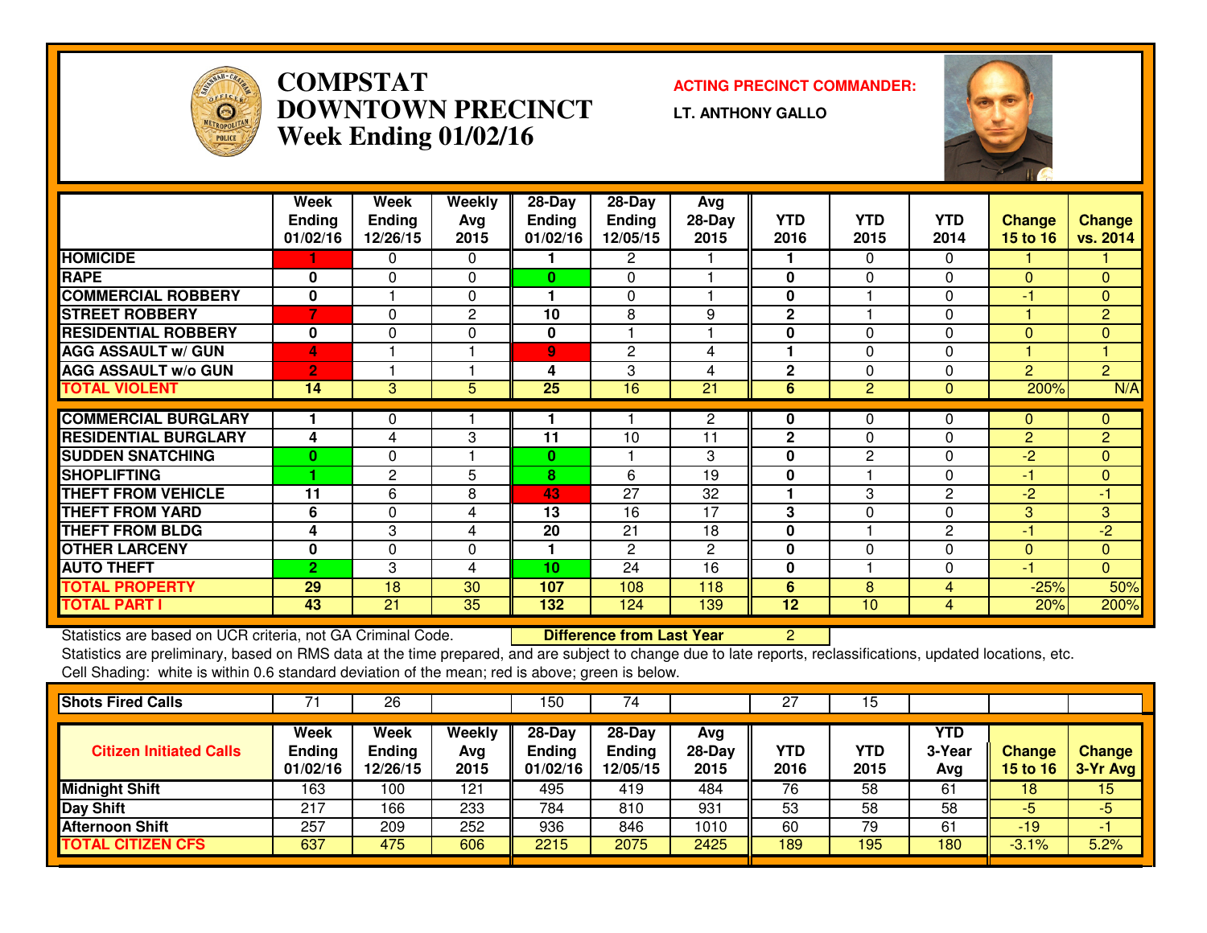# COMPSTAT DOWNTOWN PRECINCT
## Week Ending 01/02/16

**ACTING PRECINCT COMMANDER:**
**LT. ANTHONY GALLO**

| | Week Ending 01/02/16 | Week Ending 12/26/15 | Weekly Avg 2015 | 28-Day Ending 01/02/16 | 28-Day Ending 12/05/15 | Avg 28-Day 2015 | YTD 2016 | YTD 2015 | YTD 2014 | Change 15 to 16 | Change vs. 2014 |
|---|---|---|---|---|---|---|---|---|---|---|---|
| HOMICIDE | 1 | 0 | 0 | 1 | 2 | 1 | 1 | 0 | 0 | 1 | 1 |
| RAPE | 0 | 0 | 0 | 0 | 0 | 1 | 0 | 0 | 0 | 0 | 0 |
| COMMERCIAL ROBBERY | 0 | 1 | 0 | 1 | 0 | 1 | 0 | 1 | 0 | -1 | 0 |
| STREET ROBBERY | 7 | 0 | 2 | 10 | 8 | 9 | 2 | 1 | 0 | 1 | 2 |
| RESIDENTIAL ROBBERY | 0 | 0 | 0 | 0 | 1 | 1 | 0 | 0 | 0 | 0 | 0 |
| AGG ASSAULT w/ GUN | 4 | 1 | 1 | 9 | 2 | 4 | 1 | 0 | 0 | 1 | 1 |
| AGG ASSAULT w/o GUN | 2 | 1 | 1 | 4 | 3 | 4 | 2 | 0 | 0 | 2 | 2 |
| TOTAL VIOLENT | 14 | 3 | 5 | 25 | 16 | 21 | 6 | 2 | 0 | 200% | N/A |
| COMMERCIAL BURGLARY | 1 | 0 | 1 | 1 | 1 | 2 | 0 | 0 | 0 | 0 | 0 |
| RESIDENTIAL BURGLARY | 4 | 4 | 3 | 11 | 10 | 11 | 2 | 0 | 0 | 2 | 2 |
| SUDDEN SNATCHING | 0 | 0 | 1 | 0 | 1 | 3 | 0 | 2 | 0 | -2 | 0 |
| SHOPLIFTING | 1 | 2 | 5 | 8 | 6 | 19 | 0 | 1 | 0 | -1 | 0 |
| THEFT FROM VEHICLE | 11 | 6 | 8 | 43 | 27 | 32 | 1 | 3 | 2 | -2 | -1 |
| THEFT FROM YARD | 6 | 0 | 4 | 13 | 16 | 17 | 3 | 0 | 0 | 3 | 3 |
| THEFT FROM BLDG | 4 | 3 | 4 | 20 | 21 | 18 | 0 | 1 | 2 | -1 | -2 |
| OTHER LARCENY | 0 | 0 | 0 | 1 | 2 | 2 | 0 | 0 | 0 | 0 | 0 |
| AUTO THEFT | 2 | 3 | 4 | 10 | 24 | 16 | 0 | 1 | 0 | -1 | 0 |
| TOTAL PROPERTY | 29 | 18 | 30 | 107 | 108 | 118 | 6 | 8 | 4 | -25% | 50% |
| TOTAL PART I | 43 | 21 | 35 | 132 | 124 | 139 | 12 | 10 | 4 | 20% | 200% |

Statistics are based on UCR criteria, not GA Criminal Code. **Difference from Last Year** 2

Statistics are preliminary, based on RMS data at the time prepared, and are subject to change due to late reports, reclassifications, updated locations, etc.

Cell Shading: white is within 0.6 standard deviation of the mean; red is above; green is below.

| Shots Fired Calls | 71 | 26 | | 150 | 74 | | 27 | 15 | | | |
|---|---|---|---|---|---|---|---|---|---|---|---|

| Citizen Initiated Calls | Week Ending 01/02/16 | Week Ending 12/26/15 | Weekly Avg 2015 | 28-Day Ending 01/02/16 | 28-Day Ending 12/05/15 | Avg 28-Day 2015 | YTD 2016 | YTD 2015 | YTD 3-Year Avg | Change 15 to 16 | Change 3-Yr Avg |
|---|---|---|---|---|---|---|---|---|---|---|---|
| Midnight Shift | 163 | 100 | 121 | 495 | 419 | 484 | 76 | 58 | 61 | 18 | 15 |
| Day Shift | 217 | 166 | 233 | 784 | 810 | 931 | 53 | 58 | 58 | -5 | -5 |
| Afternoon Shift | 257 | 209 | 252 | 936 | 846 | 1010 | 60 | 79 | 61 | -19 | -1 |
| TOTAL CITIZEN CFS | 637 | 475 | 606 | 2215 | 2075 | 2425 | 189 | 195 | 180 | -3.1% | 5.2% |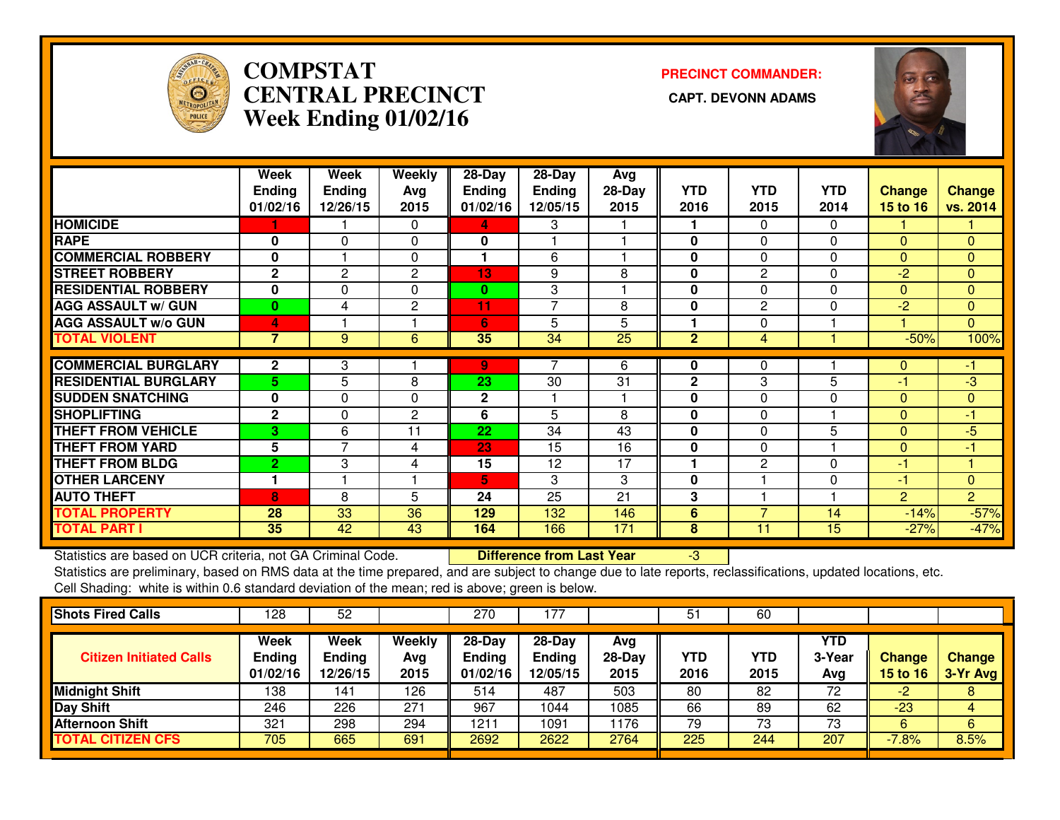# COMPSTAT CENTRAL PRECINCT Week Ending 01/02/16

**PRECINCT COMMANDER:**

**CAPT. DEVONN ADAMS**

| | Week Ending 01/02/16 | Week Ending 12/26/15 | Weekly Avg 2015 | 28-Day Ending 01/02/16 | 28-Day Ending 12/05/15 | Avg 28-Day 2015 | YTD 2016 | YTD 2015 | YTD 2014 | Change 15 to 16 | Change vs. 2014 |
|---|---|---|---|---|---|---|---|---|---|---|---|
| HOMICIDE | 1 | 1 | 0 | 4 | 3 | 1 | 1 | 0 | 0 | 1 | 1 |
| RAPE | 0 | 0 | 0 | 0 | 1 | 1 | 0 | 0 | 0 | 0 | 0 |
| COMMERCIAL ROBBERY | 0 | 1 | 0 | 1 | 6 | 1 | 0 | 0 | 0 | 0 | 0 |
| STREET ROBBERY | 2 | 2 | 2 | 13 | 9 | 8 | 0 | 2 | 0 | -2 | 0 |
| RESIDENTIAL ROBBERY | 0 | 0 | 0 | 0 | 3 | 1 | 0 | 0 | 0 | 0 | 0 |
| AGG ASSAULT w/ GUN | 0 | 4 | 2 | 11 | 7 | 8 | 0 | 2 | 0 | -2 | 0 |
| AGG ASSAULT w/o GUN | 4 | 1 | 1 | 6 | 5 | 5 | 1 | 0 | 1 | 1 | 0 |
| TOTAL VIOLENT | 7 | 9 | 6 | 35 | 34 | 25 | 2 | 4 | 1 | -50% | 100% |
| COMMERCIAL BURGLARY | 2 | 3 | 1 | 9 | 7 | 6 | 0 | 0 | 1 | 0 | -1 |
| RESIDENTIAL BURGLARY | 5 | 5 | 8 | 23 | 30 | 31 | 2 | 3 | 5 | -1 | -3 |
| SUDDEN SNATCHING | 0 | 0 | 0 | 2 | 1 | 1 | 0 | 0 | 0 | 0 | 0 |
| SHOPLIFTING | 2 | 0 | 2 | 6 | 5 | 8 | 0 | 0 | 1 | 0 | -1 |
| THEFT FROM VEHICLE | 3 | 6 | 11 | 22 | 34 | 43 | 0 | 0 | 5 | 0 | -5 |
| THEFT FROM YARD | 5 | 7 | 4 | 23 | 15 | 16 | 0 | 0 | 1 | 0 | -1 |
| THEFT FROM BLDG | 2 | 3 | 4 | 15 | 12 | 17 | 1 | 2 | 0 | -1 | 1 |
| OTHER LARCENY | 1 | 1 | 1 | 5 | 3 | 3 | 0 | 1 | 0 | -1 | 0 |
| AUTO THEFT | 8 | 8 | 5 | 24 | 25 | 21 | 3 | 1 | 1 | 2 | 2 |
| TOTAL PROPERTY | 28 | 33 | 36 | 129 | 132 | 146 | 6 | 7 | 14 | -14% | -57% |
| TOTAL PART I | 35 | 42 | 43 | 164 | 166 | 171 | 8 | 11 | 15 | -27% | -47% |

Statistics are based on UCR criteria, not GA Criminal Code. **Difference from Last Year** -3

Statistics are preliminary, based on RMS data at the time prepared, and are subject to change due to late reports, reclassifications, updated locations, etc.

Cell Shading: white is within 0.6 standard deviation of the mean; red is above; green is below.

| Shots Fired Calls | 128 | 52 | | 270 | 177 | | 51 | 60 | | | |
|---|---|---|---|---|---|---|---|---|---|---|---|
| **Citizen Initiated Calls** | **Week Ending 01/02/16** | **Week Ending 12/26/15** | **Weekly Avg 2015** | **28-Day Ending 01/02/16** | **28-Day Ending 12/05/15** | **Avg 28-Day 2015** | **YTD 2016** | **YTD 2015** | **YTD 3-Year Avg** | **Change 15 to 16** | **Change 3-Yr Avg** |
| Midnight Shift | 138 | 141 | 126 | 514 | 487 | 503 | 80 | 82 | 72 | -2 | 8 |
| Day Shift | 246 | 226 | 271 | 967 | 1044 | 1085 | 66 | 89 | 62 | -23 | 4 |
| Afternoon Shift | 321 | 298 | 294 | 1211 | 1091 | 1176 | 79 | 73 | 73 | 6 | 6 |
| TOTAL CITIZEN CFS | 705 | 665 | 691 | 2692 | 2622 | 2764 | 225 | 244 | 207 | -7.8% | 8.5% |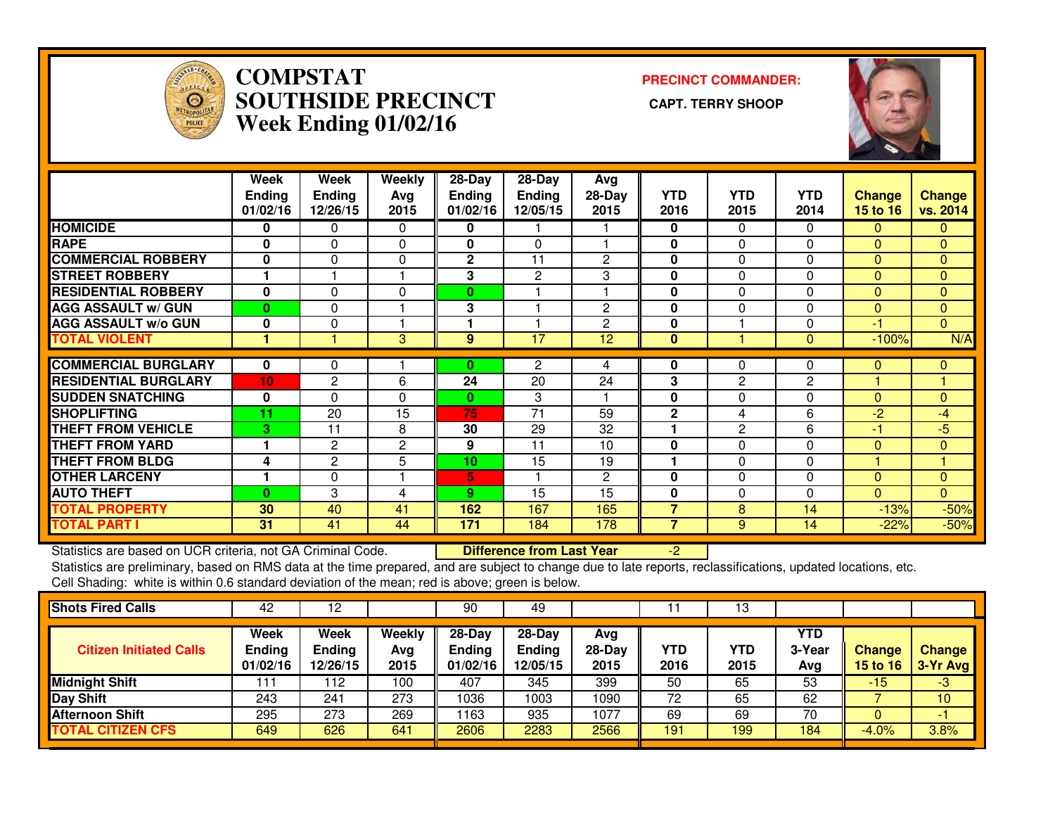# COMPSTAT
# SOUTHSIDE PRECINCT
# Week Ending 01/02/16

**PRECINCT COMMANDER:**

**CAPT. TERRY SHOOP**

| | Week Ending 01/02/16 | Week Ending 12/26/15 | Weekly Avg 2015 | 28-Day Ending 01/02/16 | 28-Day Ending 12/05/15 | Avg 28-Day 2015 | YTD 2016 | YTD 2015 | YTD 2014 | Change 15 to 16 | Change vs. 2014 |
|---|---|---|---|---|---|---|---|---|---|---|---|
| HOMICIDE | 0 | 0 | 0 | 0 | 1 | 1 | 0 | 0 | 0 | 0 | 0 |
| RAPE | 0 | 0 | 0 | 0 | 0 | 1 | 0 | 0 | 0 | 0 | 0 |
| COMMERCIAL ROBBERY | 0 | 0 | 0 | 2 | 11 | 2 | 0 | 0 | 0 | 0 | 0 |
| STREET ROBBERY | 1 | 1 | 1 | 3 | 2 | 3 | 0 | 0 | 0 | 0 | 0 |
| RESIDENTIAL ROBBERY | 0 | 0 | 0 | 0 | 1 | 1 | 0 | 0 | 0 | 0 | 0 |
| AGG ASSAULT w/ GUN | 0 | 0 | 1 | 3 | 1 | 2 | 0 | 0 | 0 | 0 | 0 |
| AGG ASSAULT w/o GUN | 0 | 0 | 1 | 1 | 1 | 2 | 0 | 1 | 0 | -1 | 0 |
| TOTAL VIOLENT | 1 | 1 | 3 | 9 | 17 | 12 | 0 | 1 | 0 | -100% | N/A |
| COMMERCIAL BURGLARY | 0 | 0 | 1 | 0 | 2 | 4 | 0 | 0 | 0 | 0 | 0 |
| RESIDENTIAL BURGLARY | 10 | 2 | 6 | 24 | 20 | 24 | 3 | 2 | 2 | 1 | 1 |
| SUDDEN SNATCHING | 0 | 0 | 0 | 0 | 3 | 1 | 0 | 0 | 0 | 0 | 0 |
| SHOPLIFTING | 11 | 20 | 15 | 75 | 71 | 59 | 2 | 4 | 6 | -2 | -4 |
| THEFT FROM VEHICLE | 3 | 11 | 8 | 30 | 29 | 32 | 1 | 2 | 6 | -1 | -5 |
| THEFT FROM YARD | 1 | 2 | 2 | 9 | 11 | 10 | 0 | 0 | 0 | 0 | 0 |
| THEFT FROM BLDG | 4 | 2 | 5 | 10 | 15 | 19 | 1 | 0 | 0 | 1 | 1 |
| OTHER LARCENY | 1 | 0 | 1 | 5 | 1 | 2 | 0 | 0 | 0 | 0 | 0 |
| AUTO THEFT | 0 | 3 | 4 | 9 | 15 | 15 | 0 | 0 | 0 | 0 | 0 |
| TOTAL PROPERTY | 30 | 40 | 41 | 162 | 167 | 165 | 7 | 8 | 14 | -13% | -50% |
| TOTAL PART I | 31 | 41 | 44 | 171 | 184 | 178 | 7 | 9 | 14 | -22% | -50% |

Statistics are based on UCR criteria, not GA Criminal Code. **Difference from Last Year** -2

Statistics are preliminary, based on RMS data at the time prepared, and are subject to change due to late reports, reclassifications, updated locations, etc.

Cell Shading: white is within 0.6 standard deviation of the mean; red is above; green is below.

| Shots Fired Calls | 42 | 12 | | 90 | 49 | | 11 | 13 | | | |
|---|---|---|---|---|---|---|---|---|---|---|---|
| **Citizen Initiated Calls** | **Week Ending 01/02/16** | **Week Ending 12/26/15** | **Weekly Avg 2015** | **28-Day Ending 01/02/16** | **28-Day Ending 12/05/15** | **Avg 28-Day 2015** | **YTD 2016** | **YTD 2015** | **YTD 3-Year Avg** | **Change 15 to 16** | **Change 3-Yr Avg** |
| Midnight Shift | 111 | 112 | 100 | 407 | 345 | 399 | 50 | 65 | 53 | -15 | -3 |
| Day Shift | 243 | 241 | 273 | 1036 | 1003 | 1090 | 72 | 65 | 62 | 7 | 10 |
| Afternoon Shift | 295 | 273 | 269 | 1163 | 935 | 1077 | 69 | 69 | 70 | 0 | -1 |
| TOTAL CITIZEN CFS | 649 | 626 | 641 | 2606 | 2283 | 2566 | 191 | 199 | 184 | -4.0% | 3.8% |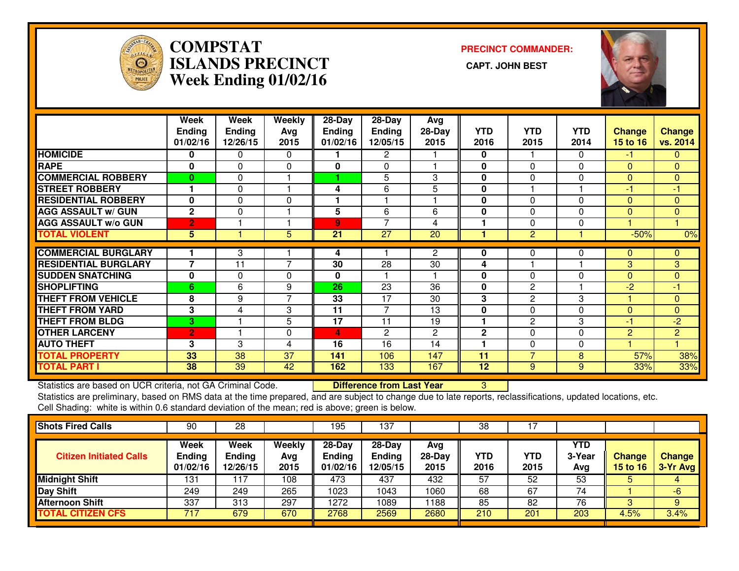# COMPSTAT ISLANDS PRECINCT
## Week Ending 01/02/16

**PRECINCT COMMANDER:**

**CAPT. JOHN BEST**

| | Week Ending 01/02/16 | Week Ending 12/26/15 | Weekly Avg 2015 | 28-Day Ending 01/02/16 | 28-Day Ending 12/05/15 | Avg 28-Day 2015 | YTD 2016 | YTD 2015 | YTD 2014 | Change 15 to 16 | Change vs. 2014 |
|---|---|---|---|---|---|---|---|---|---|---|---|
| **HOMICIDE** | 0 | 0 | 0 | 1 | 2 | 1 | 0 | 1 | 0 | -1 | 0 |
| **RAPE** | 0 | 0 | 0 | 0 | 0 | 1 | 0 | 0 | 0 | 0 | 0 |
| **COMMERCIAL ROBBERY** | 0 | 0 | 1 | 1 | 5 | 3 | 0 | 0 | 0 | 0 | 0 |
| **STREET ROBBERY** | 1 | 0 | 1 | 4 | 6 | 5 | 0 | 1 | 1 | -1 | -1 |
| **RESIDENTIAL ROBBERY** | 0 | 0 | 0 | 1 | 1 | 1 | 0 | 0 | 0 | 0 | 0 |
| **AGG ASSAULT w/ GUN** | 2 | 0 | 1 | 5 | 6 | 6 | 0 | 0 | 0 | 0 | 0 |
| **AGG ASSAULT w/o GUN** | 2 | 1 | 1 | 9 | 7 | 4 | 1 | 0 | 0 | 1 | 1 |
| **TOTAL VIOLENT** | 5 | 1 | 5 | 21 | 27 | 20 | 1 | 2 | 1 | -50% | 0% |
| **COMMERCIAL BURGLARY** | 1 | 3 | 1 | 4 | 1 | 2 | 0 | 0 | 0 | 0 | 0 |
| **RESIDENTIAL BURGLARY** | 7 | 11 | 7 | 30 | 28 | 30 | 4 | 1 | 1 | 3 | 3 |
| **SUDDEN SNATCHING** | 0 | 0 | 0 | 0 | 1 | 1 | 0 | 0 | 0 | 0 | 0 |
| **SHOPLIFTING** | 6 | 6 | 9 | 26 | 23 | 36 | 0 | 2 | 1 | -2 | -1 |
| **THEFT FROM VEHICLE** | 8 | 9 | 7 | 33 | 17 | 30 | 3 | 2 | 3 | 1 | 0 |
| **THEFT FROM YARD** | 3 | 4 | 3 | 11 | 7 | 13 | 0 | 0 | 0 | 0 | 0 |
| **THEFT FROM BLDG** | 3 | 1 | 5 | 17 | 11 | 19 | 1 | 2 | 3 | -1 | -2 |
| **OTHER LARCENY** | 2 | 1 | 0 | 4 | 2 | 2 | 2 | 0 | 0 | 2 | 2 |
| **AUTO THEFT** | 3 | 3 | 4 | 16 | 16 | 14 | 1 | 0 | 0 | 1 | 1 |
| **TOTAL PROPERTY** | 33 | 38 | 37 | 141 | 106 | 147 | 11 | 7 | 8 | 57% | 38% |
| **TOTAL PART I** | 38 | 39 | 42 | 162 | 133 | 167 | 12 | 9 | 9 | 33% | 33% |

Statistics are based on UCR criteria, not GA Criminal Code. **Difference from Last Year** 3

Statistics are preliminary, based on RMS data at the time prepared, and are subject to change due to late reports, reclassifications, updated locations, etc.

Cell Shading: white is within 0.6 standard deviation of the mean; red is above; green is below.

| | | | | | | | | | | | |
|---|---|---|---|---|---|---|---|---|---|---|---|
| **Shots Fired Calls** | 90 | 28 | | 195 | 137 | | 38 | 17 | | | |
| **Citizen Initiated Calls** | **Week Ending 01/02/16** | **Week Ending 12/26/15** | **Weekly Avg 2015** | **28-Day Ending 01/02/16** | **28-Day Ending 12/05/15** | **Avg 28-Day 2015** | **YTD 2016** | **YTD 2015** | **YTD 3-Year Avg** | **Change 15 to 16** | **Change 3-Yr Avg** |
| **Midnight Shift** | 131 | 117 | 108 | 473 | 437 | 432 | 57 | 52 | 53 | 5 | 4 |
| **Day Shift** | 249 | 249 | 265 | 1023 | 1043 | 1060 | 68 | 67 | 74 | 1 | -6 |
| **Afternoon Shift** | 337 | 313 | 297 | 1272 | 1089 | 1188 | 85 | 82 | 76 | 3 | 9 |
| **TOTAL CITIZEN CFS** | 717 | 679 | 670 | 2768 | 2569 | 2680 | 210 | 201 | 203 | 4.5% | 3.4% |